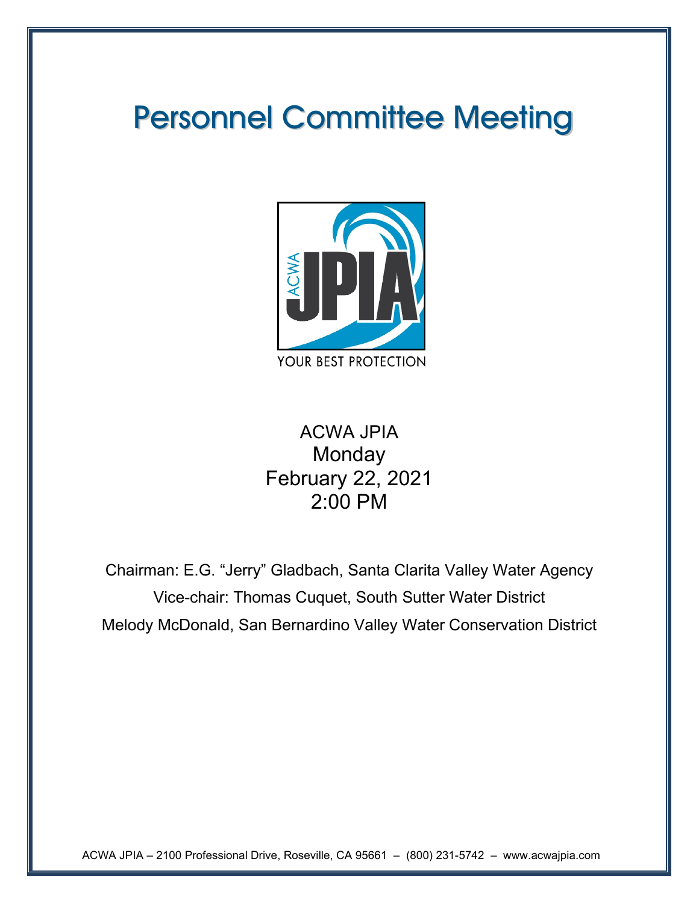# Personnel Committee Meeting

YOUR BEST PROTECTION

ACWA JPIA
Monday
February 22, 2021
2:00 PM

Chairman: E.G. "Jerry" Gladbach, Santa Clarita Valley Water Agency

Vice-chair: Thomas Cuquet, South Sutter Water District

Melody McDonald, San Bernardino Valley Water Conservation District

ACWA JPIA – 2100 Professional Drive, Roseville, CA 95661 – (800) 231-5742 – www.acwajpia.com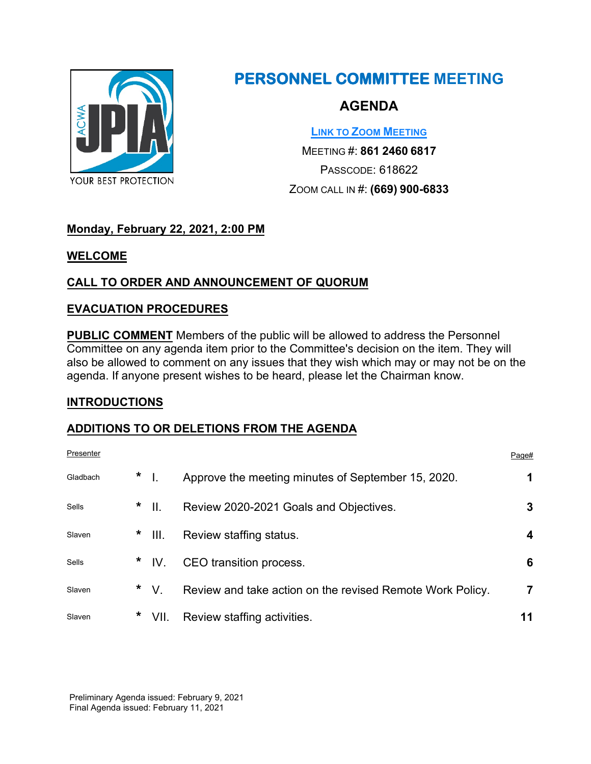# PERSONNEL COMMITTEE MEETING

## AGENDA

[LINK TO ZOOM MEETING]

MEETING #: **861 2460 6817**

PASSCODE: 618622

ZOOM CALL IN #: **(669) 900-6833**

**Monday, February 22, 2021, 2:00 PM**

**WELCOME**

**CALL TO ORDER AND ANNOUNCEMENT OF QUORUM**

**EVACUATION PROCEDURES**

**PUBLIC COMMENT** Members of the public will be allowed to address the Personnel Committee on any agenda item prior to the Committee's decision on the item. They will also be allowed to comment on any issues that they wish which may or may not be on the agenda. If anyone present wishes to be heard, please let the Chairman know.

**INTRODUCTIONS**

**ADDITIONS TO OR DELETIONS FROM THE AGENDA**

| Presenter | | | | Page# |
|---|---|---|---|---|
| Gladbach | * | I. | Approve the meeting minutes of September 15, 2020. | **1** |
| Sells | * | II. | Review 2020-2021 Goals and Objectives. | **3** |
| Slaven | * | III. | Review staffing status. | **4** |
| Sells | * | IV. | CEO transition process. | **6** |
| Slaven | * | V. | Review and take action on the revised Remote Work Policy. | **7** |
| Slaven | * | VII. | Review staffing activities. | **11** |

Preliminary Agenda issued: February 9, 2021
Final Agenda issued: February 11, 2021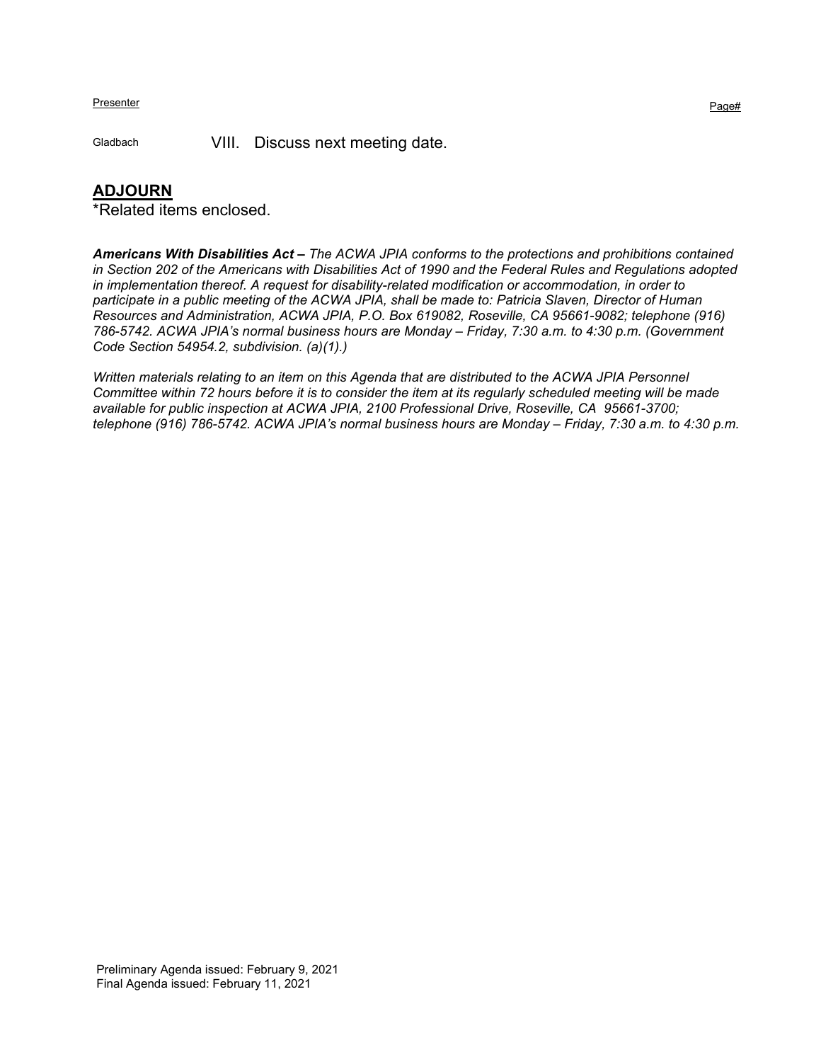| Presenter | | Page# |
|---|---|---|
| Gladbach | VIII. Discuss next meeting date. | |

## ADJOURN

*Related items enclosed.

***Americans With Disabilities Act –*** *The ACWA JPIA conforms to the protections and prohibitions contained in Section 202 of the Americans with Disabilities Act of 1990 and the Federal Rules and Regulations adopted in implementation thereof. A request for disability-related modification or accommodation, in order to participate in a public meeting of the ACWA JPIA, shall be made to: Patricia Slaven, Director of Human Resources and Administration, ACWA JPIA, P.O. Box 619082, Roseville, CA 95661-9082; telephone (916) 786-5742. ACWA JPIA's normal business hours are Monday – Friday, 7:30 a.m. to 4:30 p.m. (Government Code Section 54954.2, subdivision. (a)(1).)*

*Written materials relating to an item on this Agenda that are distributed to the ACWA JPIA Personnel Committee within 72 hours before it is to consider the item at its regularly scheduled meeting will be made available for public inspection at ACWA JPIA, 2100 Professional Drive, Roseville, CA 95661-3700; telephone (916) 786-5742. ACWA JPIA's normal business hours are Monday – Friday, 7:30 a.m. to 4:30 p.m.*

Preliminary Agenda issued: February 9, 2021
Final Agenda issued: February 11, 2021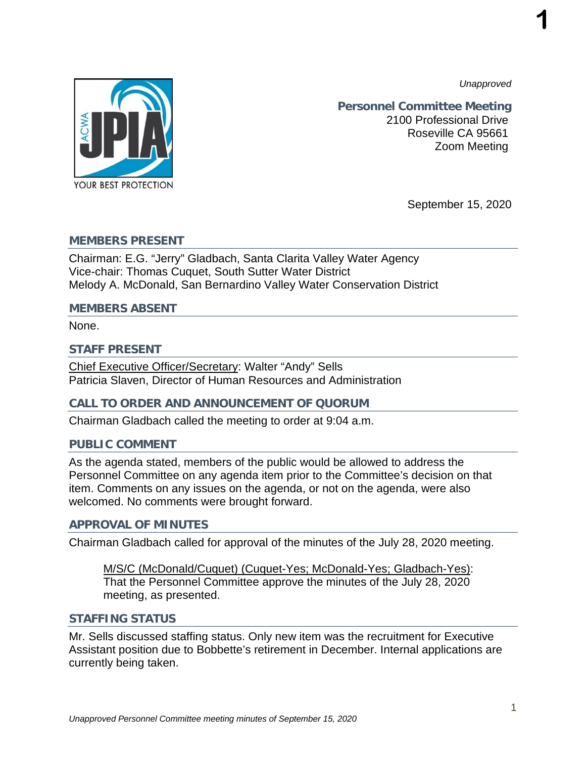*Unapproved*

**Personnel Committee Meeting**
2100 Professional Drive
Roseville CA 95661
Zoom Meeting

September 15, 2020

## MEMBERS PRESENT

Chairman: E.G. "Jerry" Gladbach, Santa Clarita Valley Water Agency
Vice-chair: Thomas Cuquet, South Sutter Water District
Melody A. McDonald, San Bernardino Valley Water Conservation District

## MEMBERS ABSENT

None.

## STAFF PRESENT

Chief Executive Officer/Secretary: Walter "Andy" Sells
Patricia Slaven, Director of Human Resources and Administration

## CALL TO ORDER AND ANNOUNCEMENT OF QUORUM

Chairman Gladbach called the meeting to order at 9:04 a.m.

## PUBLIC COMMENT

As the agenda stated, members of the public would be allowed to address the Personnel Committee on any agenda item prior to the Committee's decision on that item. Comments on any issues on the agenda, or not on the agenda, were also welcomed. No comments were brought forward.

## APPROVAL OF MINUTES

Chairman Gladbach called for approval of the minutes of the July 28, 2020 meeting.

> M/S/C (McDonald/Cuquet) (Cuquet-Yes; McDonald-Yes; Gladbach-Yes): That the Personnel Committee approve the minutes of the July 28, 2020 meeting, as presented.

## STAFFING STATUS

Mr. Sells discussed staffing status. Only new item was the recruitment for Executive Assistant position due to Bobbette's retirement in December. Internal applications are currently being taken.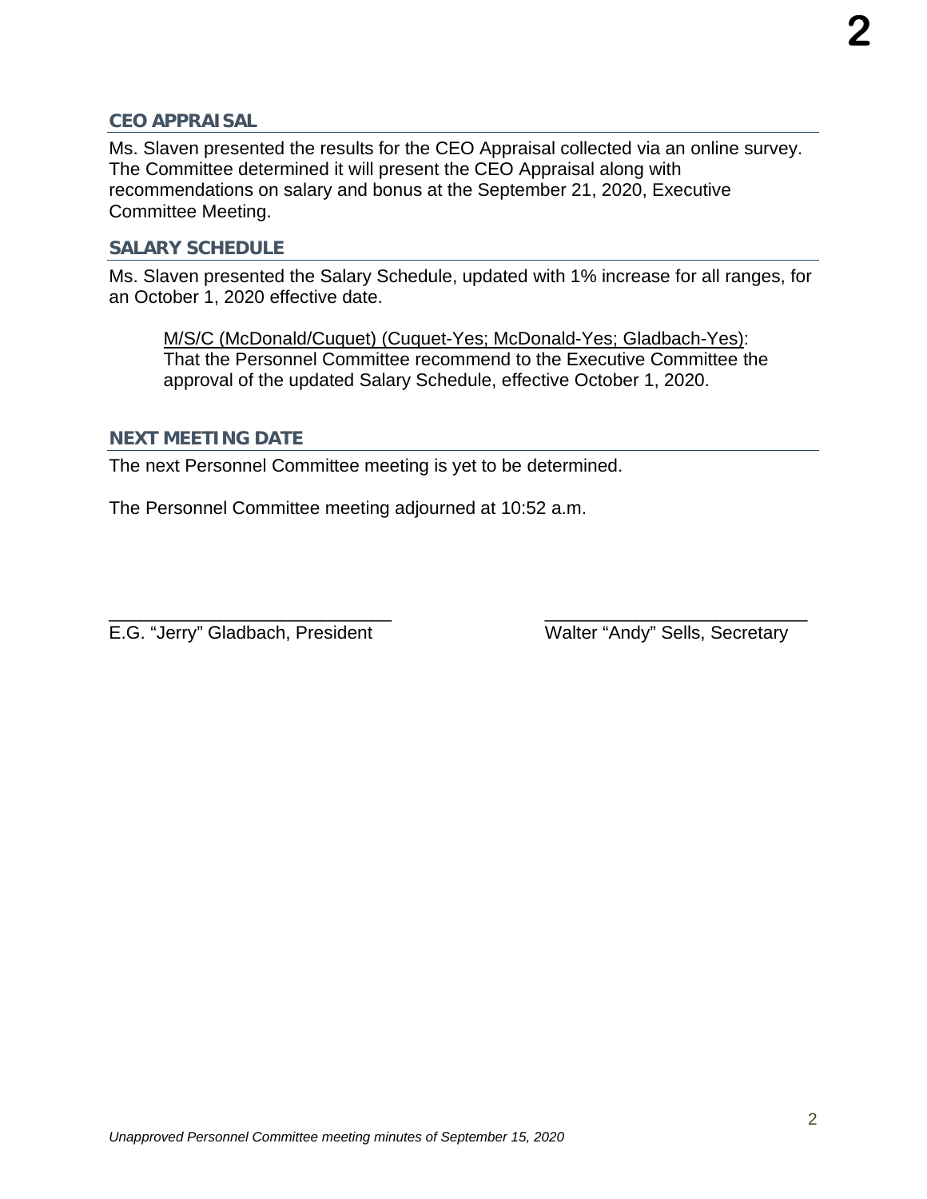## CEO APPRAISAL

Ms. Slaven presented the results for the CEO Appraisal collected via an online survey. The Committee determined it will present the CEO Appraisal along with recommendations on salary and bonus at the September 21, 2020, Executive Committee Meeting.

## SALARY SCHEDULE

Ms. Slaven presented the Salary Schedule, updated with 1% increase for all ranges, for an October 1, 2020 effective date.

> M/S/C (McDonald/Cuquet) (Cuquet-Yes; McDonald-Yes; Gladbach-Yes): That the Personnel Committee recommend to the Executive Committee the approval of the updated Salary Schedule, effective October 1, 2020.

## NEXT MEETING DATE

The next Personnel Committee meeting is yet to be determined.

The Personnel Committee meeting adjourned at 10:52 a.m.

\_\_\_\_\_\_\_\_\_\_\_\_\_\_\_\_\_\_\_\_\_\_\_\_\_\_\_\_
E.G. "Jerry" Gladbach, President

\_\_\_\_\_\_\_\_\_\_\_\_\_\_\_\_\_\_\_\_\_\_\_\_\_\_\_\_
Walter "Andy" Sells, Secretary

*Unapproved Personnel Committee meeting minutes of September 15, 2020*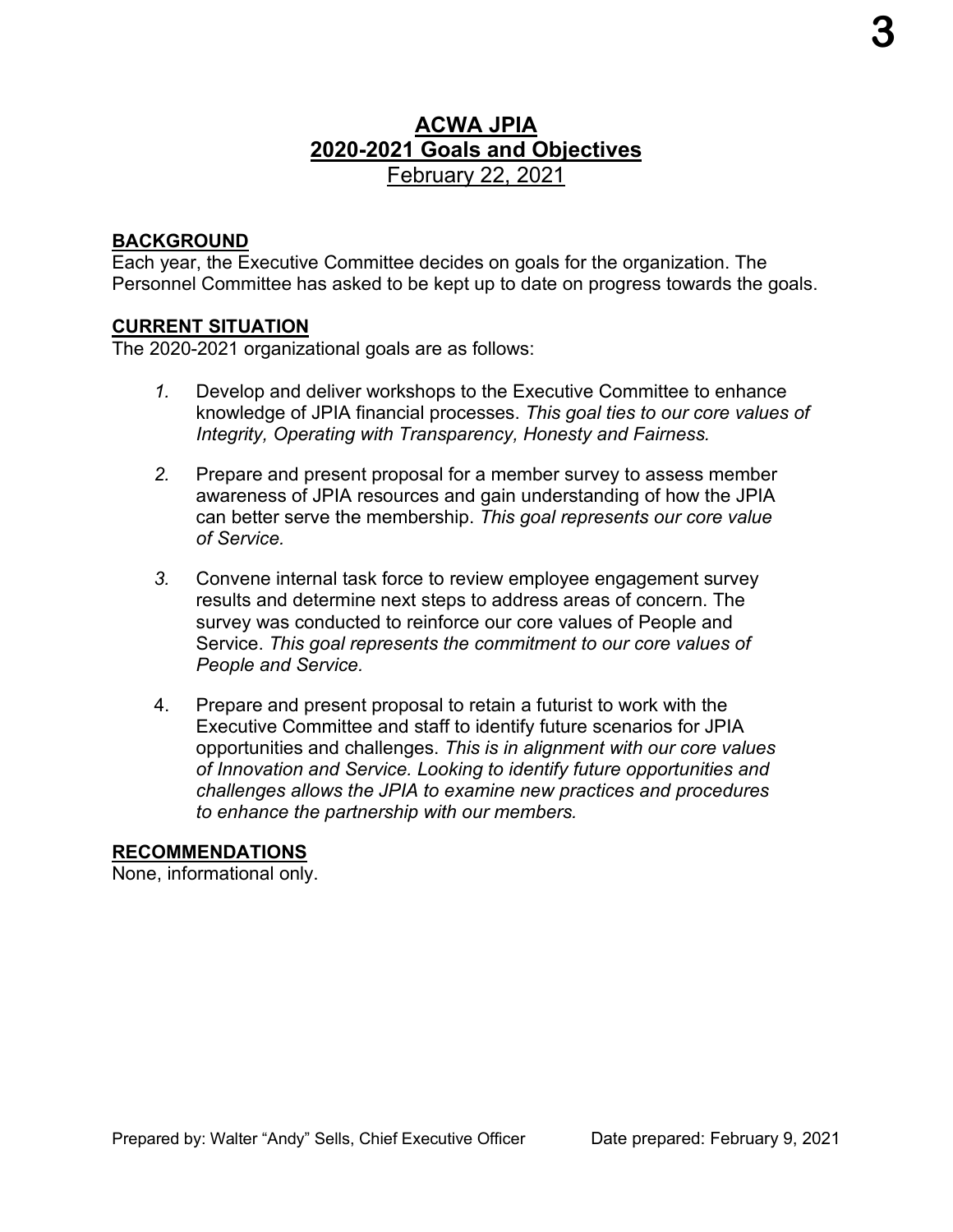# ACWA JPIA
## 2020-2021 Goals and Objectives
February 22, 2021

### BACKGROUND

Each year, the Executive Committee decides on goals for the organization. The Personnel Committee has asked to be kept up to date on progress towards the goals.

### CURRENT SITUATION

The 2020-2021 organizational goals are as follows:

1. Develop and deliver workshops to the Executive Committee to enhance knowledge of JPIA financial processes. *This goal ties to our core values of Integrity, Operating with Transparency, Honesty and Fairness.*

2. Prepare and present proposal for a member survey to assess member awareness of JPIA resources and gain understanding of how the JPIA can better serve the membership. *This goal represents our core value of Service.*

3. Convene internal task force to review employee engagement survey results and determine next steps to address areas of concern. The survey was conducted to reinforce our core values of People and Service. *This goal represents the commitment to our core values of People and Service.*

4. Prepare and present proposal to retain a futurist to work with the Executive Committee and staff to identify future scenarios for JPIA opportunities and challenges. *This is in alignment with our core values of Innovation and Service. Looking to identify future opportunities and challenges allows the JPIA to examine new practices and procedures to enhance the partnership with our members.*

### RECOMMENDATIONS

None, informational only.

Prepared by: Walter "Andy" Sells, Chief Executive Officer    Date prepared: February 9, 2021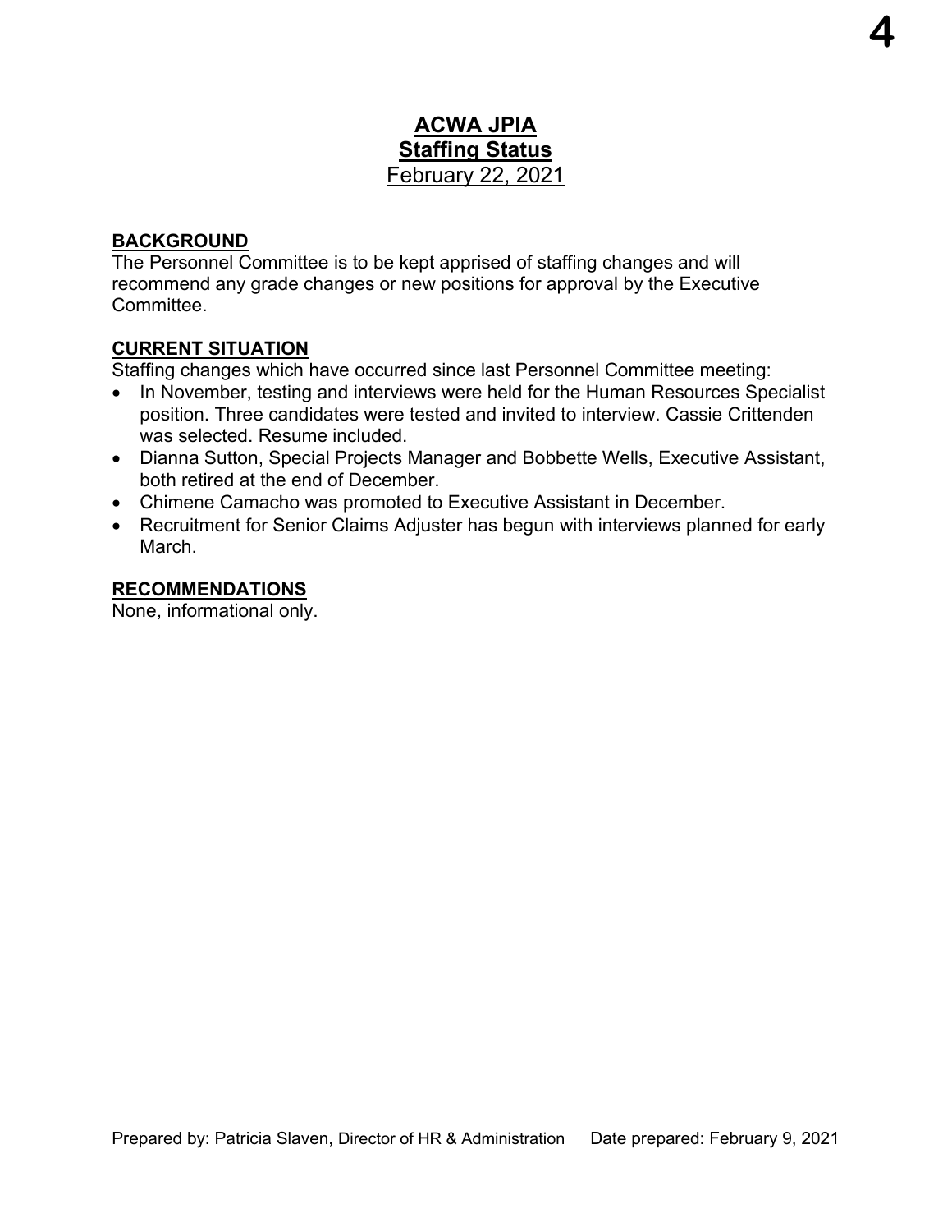# ACWA JPIA
## Staffing Status
February 22, 2021

**BACKGROUND**

The Personnel Committee is to be kept apprised of staffing changes and will recommend any grade changes or new positions for approval by the Executive Committee.

**CURRENT SITUATION**

Staffing changes which have occurred since last Personnel Committee meeting:

- In November, testing and interviews were held for the Human Resources Specialist position. Three candidates were tested and invited to interview. Cassie Crittenden was selected. Resume included.
- Dianna Sutton, Special Projects Manager and Bobbette Wells, Executive Assistant, both retired at the end of December.
- Chimene Camacho was promoted to Executive Assistant in December.
- Recruitment for Senior Claims Adjuster has begun with interviews planned for early March.

**RECOMMENDATIONS**

None, informational only.

Prepared by: Patricia Slaven, Director of HR & Administration  Date prepared: February 9, 2021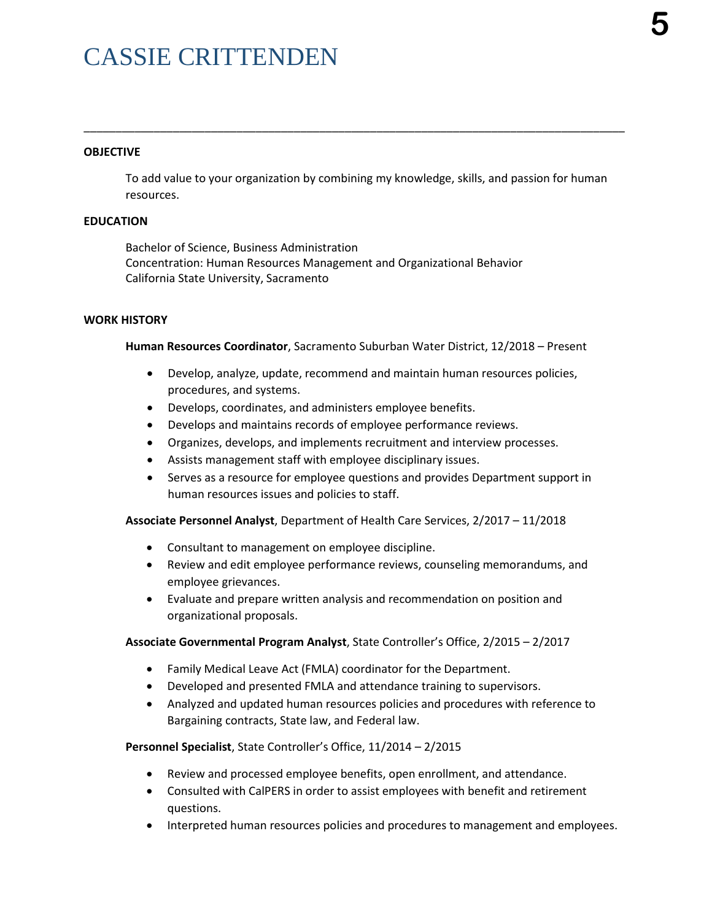# CASSIE CRITTENDEN

---

## OBJECTIVE

To add value to your organization by combining my knowledge, skills, and passion for human resources.

## EDUCATION

Bachelor of Science, Business Administration
Concentration: Human Resources Management and Organizational Behavior
California State University, Sacramento

## WORK HISTORY

**Human Resources Coordinator**, Sacramento Suburban Water District, 12/2018 – Present

- Develop, analyze, update, recommend and maintain human resources policies, procedures, and systems.
- Develops, coordinates, and administers employee benefits.
- Develops and maintains records of employee performance reviews.
- Organizes, develops, and implements recruitment and interview processes.
- Assists management staff with employee disciplinary issues.
- Serves as a resource for employee questions and provides Department support in human resources issues and policies to staff.

**Associate Personnel Analyst**, Department of Health Care Services, 2/2017 – 11/2018

- Consultant to management on employee discipline.
- Review and edit employee performance reviews, counseling memorandums, and employee grievances.
- Evaluate and prepare written analysis and recommendation on position and organizational proposals.

**Associate Governmental Program Analyst**, State Controller's Office, 2/2015 – 2/2017

- Family Medical Leave Act (FMLA) coordinator for the Department.
- Developed and presented FMLA and attendance training to supervisors.
- Analyzed and updated human resources policies and procedures with reference to Bargaining contracts, State law, and Federal law.

**Personnel Specialist**, State Controller's Office, 11/2014 – 2/2015

- Review and processed employee benefits, open enrollment, and attendance.
- Consulted with CalPERS in order to assist employees with benefit and retirement questions.
- Interpreted human resources policies and procedures to management and employees.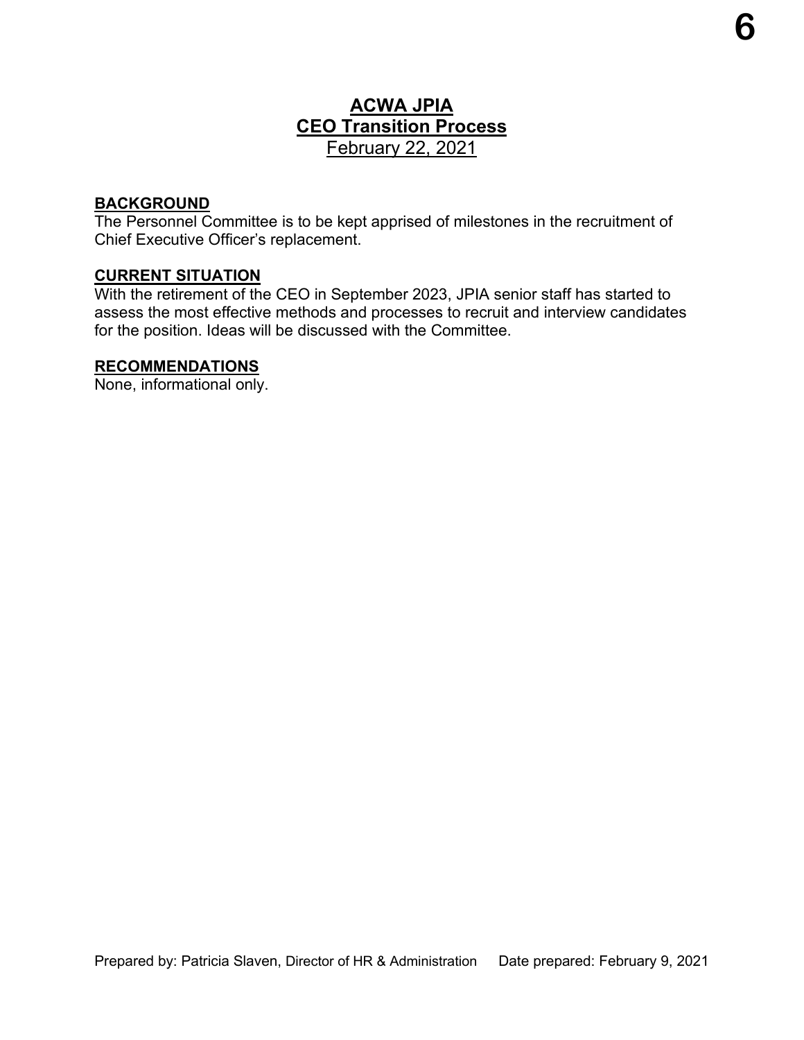# ACWA JPIA
# CEO Transition Process
February 22, 2021

## BACKGROUND

The Personnel Committee is to be kept apprised of milestones in the recruitment of Chief Executive Officer's replacement.

## CURRENT SITUATION

With the retirement of the CEO in September 2023, JPIA senior staff has started to assess the most effective methods and processes to recruit and interview candidates for the position. Ideas will be discussed with the Committee.

## RECOMMENDATIONS

None, informational only.

Prepared by: Patricia Slaven, Director of HR & Administration Date prepared: February 9, 2021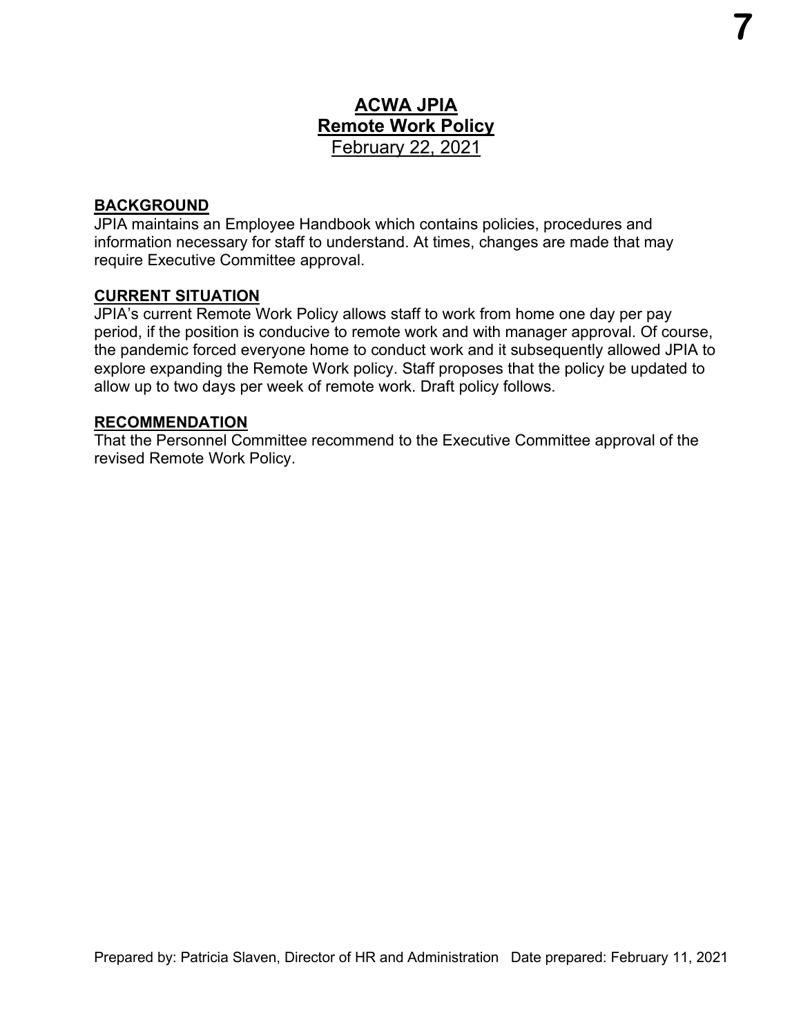# ACWA JPIA
## Remote Work Policy
February 22, 2021

### BACKGROUND

JPIA maintains an Employee Handbook which contains policies, procedures and information necessary for staff to understand. At times, changes are made that may require Executive Committee approval.

### CURRENT SITUATION

JPIA's current Remote Work Policy allows staff to work from home one day per pay period, if the position is conducive to remote work and with manager approval. Of course, the pandemic forced everyone home to conduct work and it subsequently allowed JPIA to explore expanding the Remote Work policy. Staff proposes that the policy be updated to allow up to two days per week of remote work. Draft policy follows.

### RECOMMENDATION

That the Personnel Committee recommend to the Executive Committee approval of the revised Remote Work Policy.

Prepared by: Patricia Slaven, Director of HR and Administration Date prepared: February 11, 2021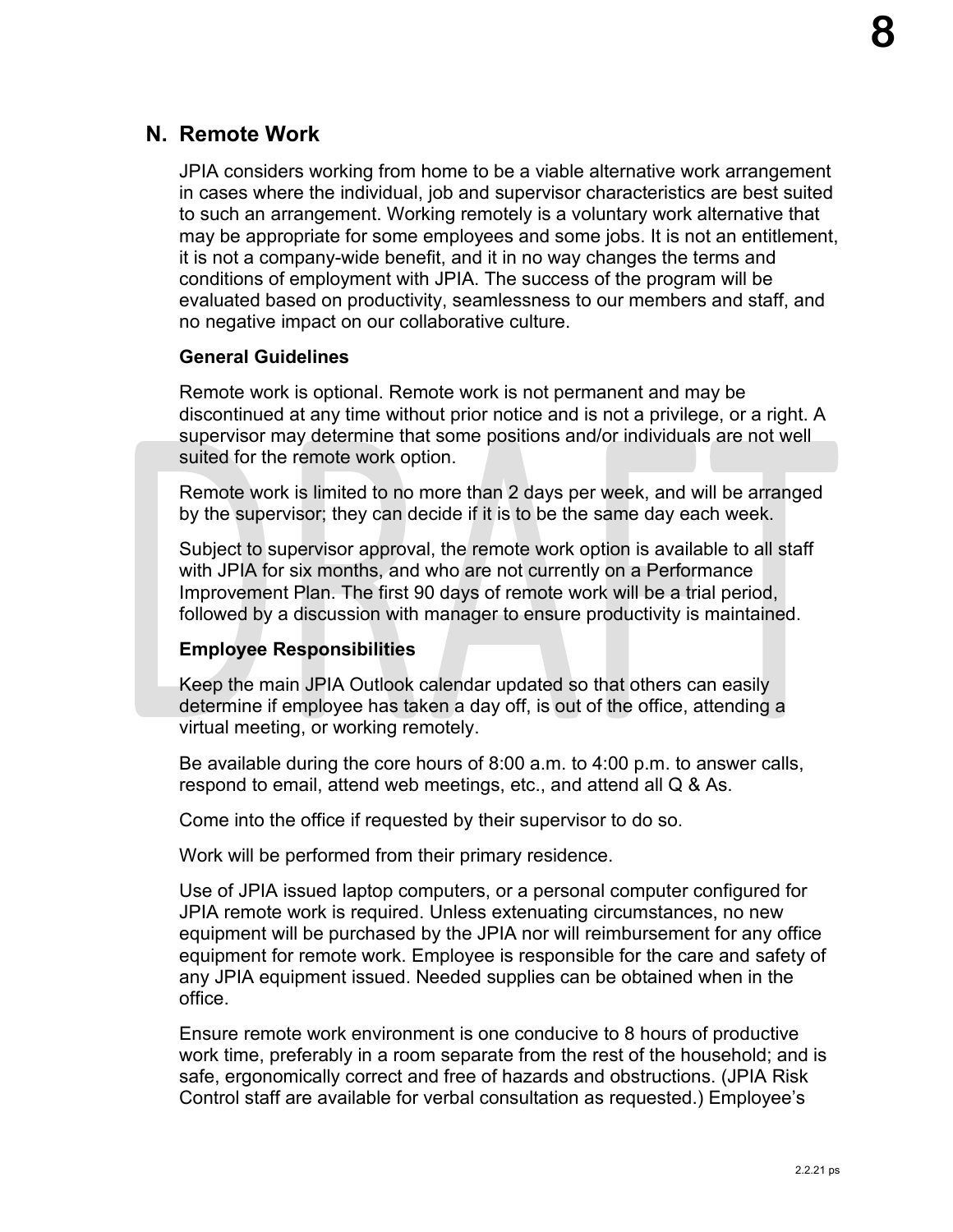## N. Remote Work

JPIA considers working from home to be a viable alternative work arrangement in cases where the individual, job and supervisor characteristics are best suited to such an arrangement. Working remotely is a voluntary work alternative that may be appropriate for some employees and some jobs. It is not an entitlement, it is not a company-wide benefit, and it in no way changes the terms and conditions of employment with JPIA. The success of the program will be evaluated based on productivity, seamlessness to our members and staff, and no negative impact on our collaborative culture.

### General Guidelines

Remote work is optional. Remote work is not permanent and may be discontinued at any time without prior notice and is not a privilege, or a right. A supervisor may determine that some positions and/or individuals are not well suited for the remote work option.

Remote work is limited to no more than 2 days per week, and will be arranged by the supervisor; they can decide if it is to be the same day each week.

Subject to supervisor approval, the remote work option is available to all staff with JPIA for six months, and who are not currently on a Performance Improvement Plan. The first 90 days of remote work will be a trial period, followed by a discussion with manager to ensure productivity is maintained.

### Employee Responsibilities

Keep the main JPIA Outlook calendar updated so that others can easily determine if employee has taken a day off, is out of the office, attending a virtual meeting, or working remotely.

Be available during the core hours of 8:00 a.m. to 4:00 p.m. to answer calls, respond to email, attend web meetings, etc., and attend all Q & As.

Come into the office if requested by their supervisor to do so.

Work will be performed from their primary residence.

Use of JPIA issued laptop computers, or a personal computer configured for JPIA remote work is required. Unless extenuating circumstances, no new equipment will be purchased by the JPIA nor will reimbursement for any office equipment for remote work. Employee is responsible for the care and safety of any JPIA equipment issued. Needed supplies can be obtained when in the office.

Ensure remote work environment is one conducive to 8 hours of productive work time, preferably in a room separate from the rest of the household; and is safe, ergonomically correct and free of hazards and obstructions. (JPIA Risk Control staff are available for verbal consultation as requested.) Employee's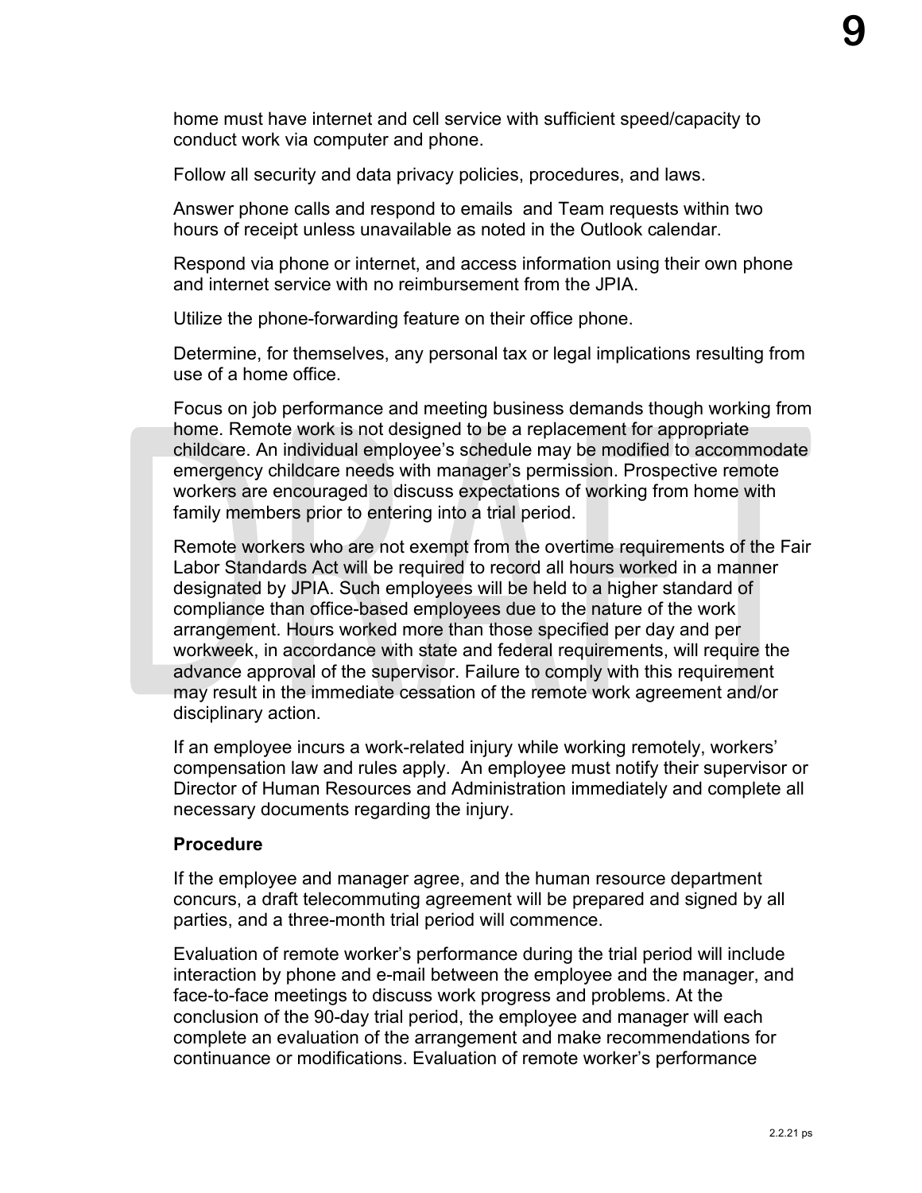home must have internet and cell service with sufficient speed/capacity to conduct work via computer and phone.

Follow all security and data privacy policies, procedures, and laws.

Answer phone calls and respond to emails  and Team requests within two hours of receipt unless unavailable as noted in the Outlook calendar.

Respond via phone or internet, and access information using their own phone and internet service with no reimbursement from the JPIA.

Utilize the phone-forwarding feature on their office phone.

Determine, for themselves, any personal tax or legal implications resulting from use of a home office.

Focus on job performance and meeting business demands though working from home. Remote work is not designed to be a replacement for appropriate childcare. An individual employee's schedule may be modified to accommodate emergency childcare needs with manager's permission. Prospective remote workers are encouraged to discuss expectations of working from home with family members prior to entering into a trial period.

Remote workers who are not exempt from the overtime requirements of the Fair Labor Standards Act will be required to record all hours worked in a manner designated by JPIA. Such employees will be held to a higher standard of compliance than office-based employees due to the nature of the work arrangement. Hours worked more than those specified per day and per workweek, in accordance with state and federal requirements, will require the advance approval of the supervisor. Failure to comply with this requirement may result in the immediate cessation of the remote work agreement and/or disciplinary action.

If an employee incurs a work-related injury while working remotely, workers' compensation law and rules apply.  An employee must notify their supervisor or Director of Human Resources and Administration immediately and complete all necessary documents regarding the injury.

**Procedure**

If the employee and manager agree, and the human resource department concurs, a draft telecommuting agreement will be prepared and signed by all parties, and a three-month trial period will commence.

Evaluation of remote worker's performance during the trial period will include interaction by phone and e-mail between the employee and the manager, and face-to-face meetings to discuss work progress and problems. At the conclusion of the 90-day trial period, the employee and manager will each complete an evaluation of the arrangement and make recommendations for continuance or modifications. Evaluation of remote worker's performance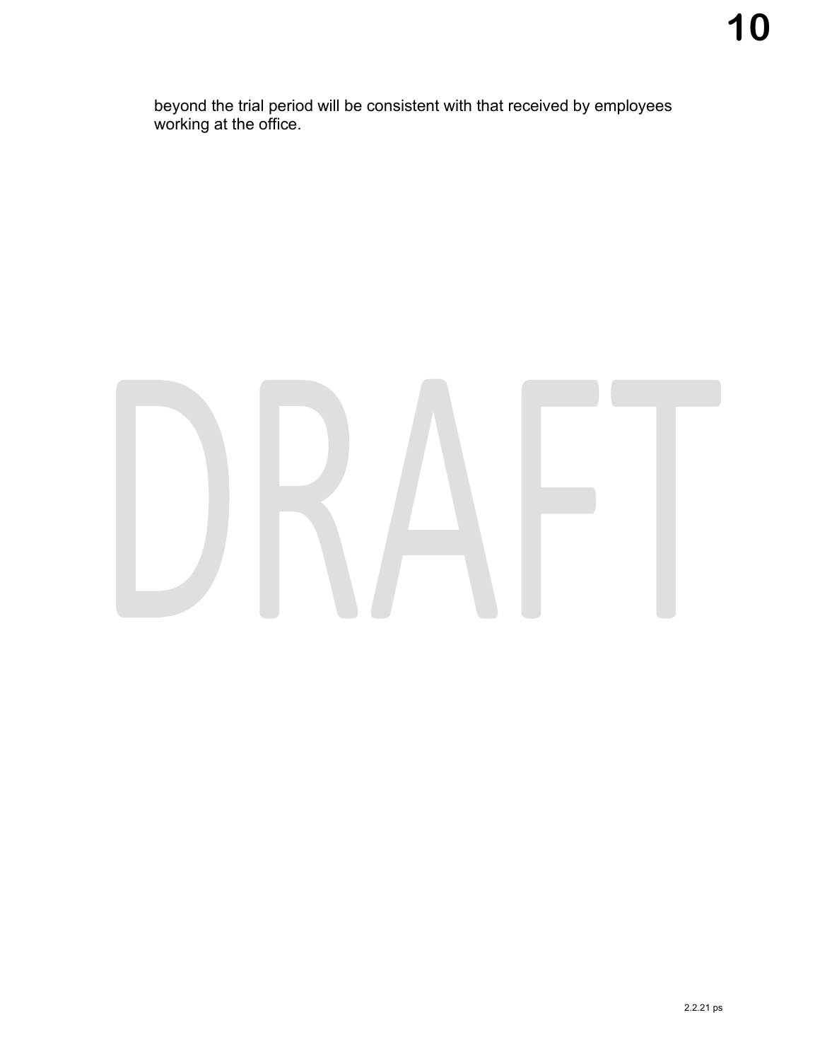beyond the trial period will be consistent with that received by employees working at the office.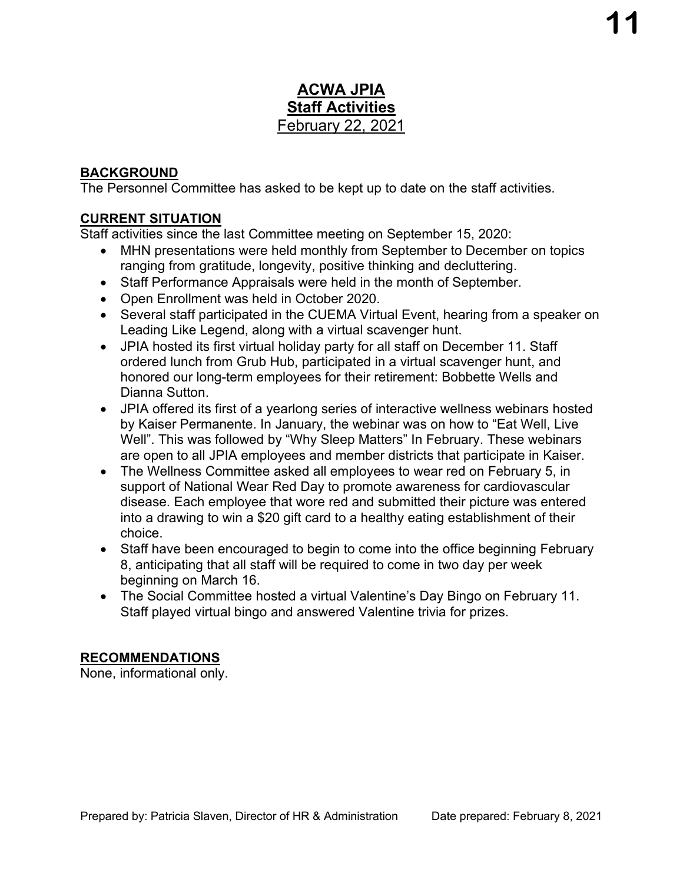# ACWA JPIA
## Staff Activities
February 22, 2021

### BACKGROUND

The Personnel Committee has asked to be kept up to date on the staff activities.

### CURRENT SITUATION

Staff activities since the last Committee meeting on September 15, 2020:

- MHN presentations were held monthly from September to December on topics ranging from gratitude, longevity, positive thinking and decluttering.
- Staff Performance Appraisals were held in the month of September.
- Open Enrollment was held in October 2020.
- Several staff participated in the CUEMA Virtual Event, hearing from a speaker on Leading Like Legend, along with a virtual scavenger hunt.
- JPIA hosted its first virtual holiday party for all staff on December 11. Staff ordered lunch from Grub Hub, participated in a virtual scavenger hunt, and honored our long-term employees for their retirement: Bobbette Wells and Dianna Sutton.
- JPIA offered its first of a yearlong series of interactive wellness webinars hosted by Kaiser Permanente. In January, the webinar was on how to "Eat Well, Live Well". This was followed by "Why Sleep Matters" In February. These webinars are open to all JPIA employees and member districts that participate in Kaiser.
- The Wellness Committee asked all employees to wear red on February 5, in support of National Wear Red Day to promote awareness for cardiovascular disease. Each employee that wore red and submitted their picture was entered into a drawing to win a $20 gift card to a healthy eating establishment of their choice.
- Staff have been encouraged to begin to come into the office beginning February 8, anticipating that all staff will be required to come in two day per week beginning on March 16.
- The Social Committee hosted a virtual Valentine's Day Bingo on February 11. Staff played virtual bingo and answered Valentine trivia for prizes.

### RECOMMENDATIONS

None, informational only.

Prepared by: Patricia Slaven, Director of HR & Administration Date prepared: February 8, 2021